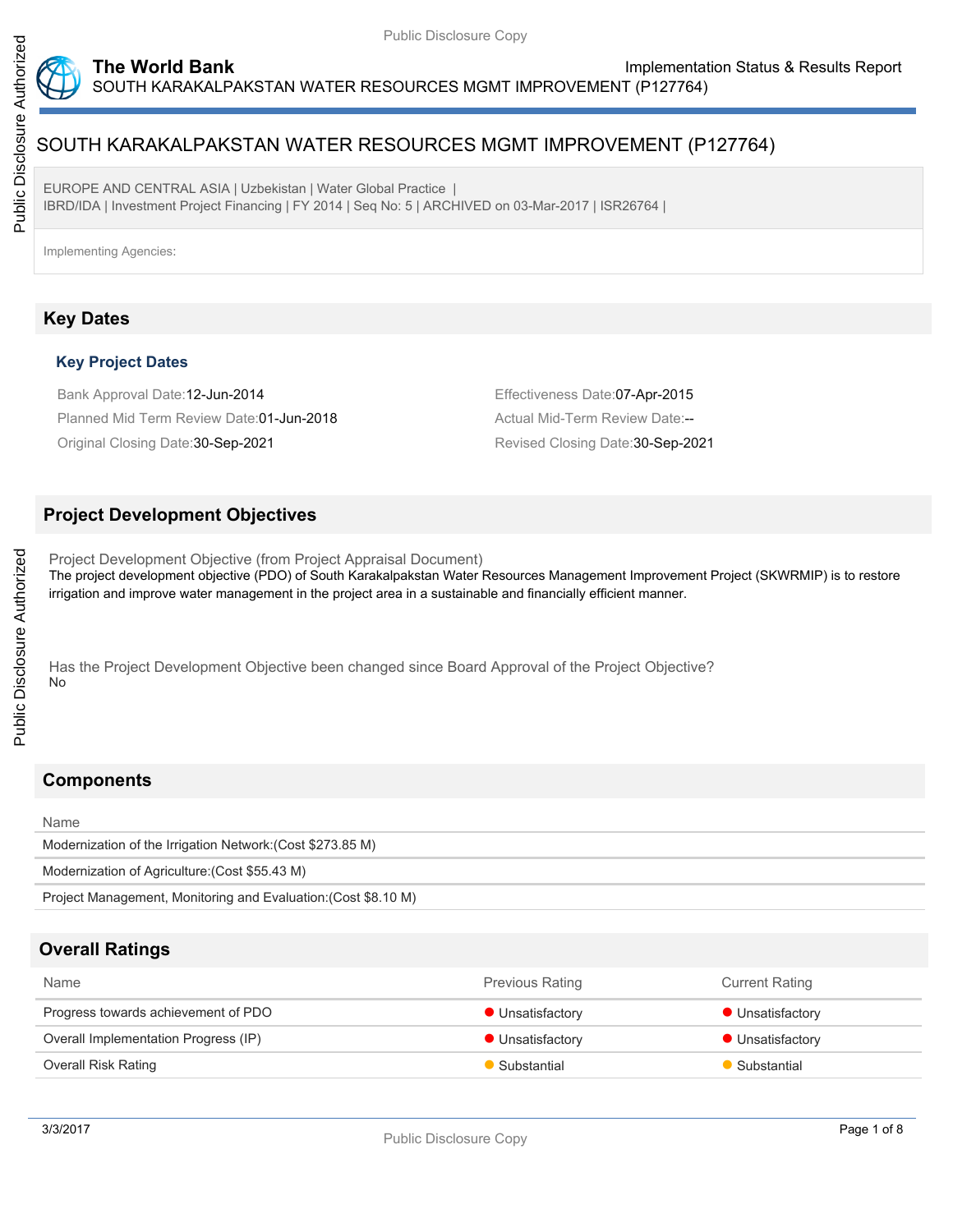# SOUTH KARAKALPAKSTAN WATER RESOURCES MGMT IMPROVEMENT (P127764)

EUROPE AND CENTRAL ASIA | Uzbekistan | Water Global Practice |
IBRD/IDA | Investment Project Financing | FY 2014 | Seq No: 5 | ARCHIVED on 03-Mar-2017 | ISR26764 |

Implementing Agencies:

## Key Dates

### Key Project Dates

Bank Approval Date:12-Jun-2014

Effectiveness Date:07-Apr-2015

Planned Mid Term Review Date:01-Jun-2018

Actual Mid-Term Review Date:--

Original Closing Date:30-Sep-2021

Revised Closing Date:30-Sep-2021

## Project Development Objectives

Project Development Objective (from Project Appraisal Document)

The project development objective (PDO) of South Karakalpakstan Water Resources Management Improvement Project (SKWRMIP) is to restore irrigation and improve water management in the project area in a sustainable and financially efficient manner.

Has the Project Development Objective been changed since Board Approval of the Project Objective?

No

## Components

| Name |
|---|
| Modernization of the Irrigation Network:(Cost $273.85 M) |
| Modernization of Agriculture:(Cost $55.43 M) |
| Project Management, Monitoring and Evaluation:(Cost $8.10 M) |

## Overall Ratings

| Name | Previous Rating | Current Rating |
|---|---|---|
| Progress towards achievement of PDO | Unsatisfactory | Unsatisfactory |
| Overall Implementation Progress (IP) | Unsatisfactory | Unsatisfactory |
| Overall Risk Rating | Substantial | Substantial |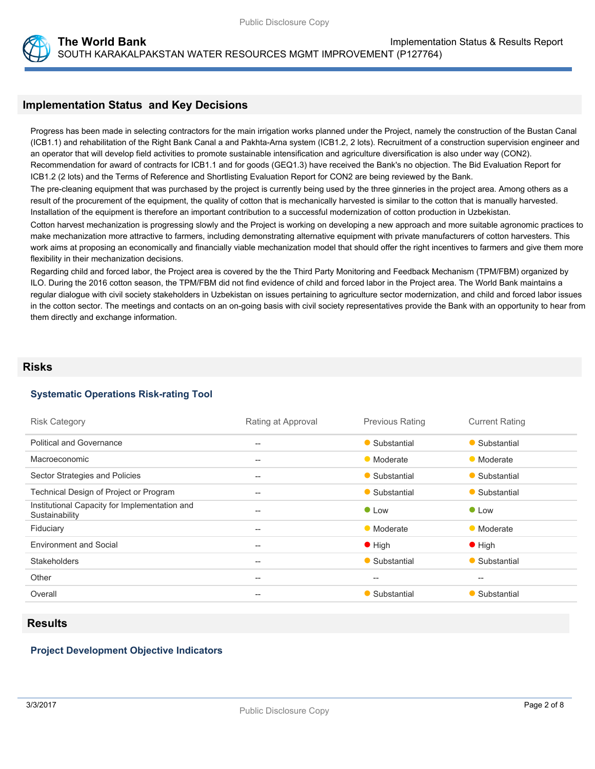## Implementation Status and Key Decisions

Progress has been made in selecting contractors for the main irrigation works planned under the Project, namely the construction of the Bustan Canal (ICB1.1) and rehabilitation of the Right Bank Canal a and Pakhta-Arna system (ICB1.2, 2 lots). Recruitment of a construction supervision engineer and an operator that will develop field activities to promote sustainable intensification and agriculture diversification is also under way (CON2). Recommendation for award of contracts for ICB1.1 and for goods (GEQ1.3) have received the Bank's no objection. The Bid Evaluation Report for ICB1.2 (2 lots) and the Terms of Reference and Shortlisting Evaluation Report for CON2 are being reviewed by the Bank.

The pre-cleaning equipment that was purchased by the project is currently being used by the three ginneries in the project area. Among others as a result of the procurement of the equipment, the quality of cotton that is mechanically harvested is similar to the cotton that is manually harvested. Installation of the equipment is therefore an important contribution to a successful modernization of cotton production in Uzbekistan.

Cotton harvest mechanization is progressing slowly and the Project is working on developing a new approach and more suitable agronomic practices to make mechanization more attractive to farmers, including demonstrating alternative equipment with private manufacturers of cotton harvesters. This work aims at proposing an economically and financially viable mechanization model that should offer the right incentives to farmers and give them more flexibility in their mechanization decisions.

Regarding child and forced labor, the Project area is covered by the the Third Party Monitoring and Feedback Mechanism (TPM/FBM) organized by ILO. During the 2016 cotton season, the TPM/FBM did not find evidence of child and forced labor in the Project area. The World Bank maintains a regular dialogue with civil society stakeholders in Uzbekistan on issues pertaining to agriculture sector modernization, and child and forced labor issues in the cotton sector. The meetings and contacts on an on-going basis with civil society representatives provide the Bank with an opportunity to hear from them directly and exchange information.

## Risks

### Systematic Operations Risk-rating Tool

| Risk Category | Rating at Approval | Previous Rating | Current Rating |
|---|---|---|---|
| Political and Governance | -- | Substantial | Substantial |
| Macroeconomic | -- | Moderate | Moderate |
| Sector Strategies and Policies | -- | Substantial | Substantial |
| Technical Design of Project or Program | -- | Substantial | Substantial |
| Institutional Capacity for Implementation and Sustainability | -- | Low | Low |
| Fiduciary | -- | Moderate | Moderate |
| Environment and Social | -- | High | High |
| Stakeholders | -- | Substantial | Substantial |
| Other | -- | -- | -- |
| Overall | -- | Substantial | Substantial |

## Results

### Project Development Objective Indicators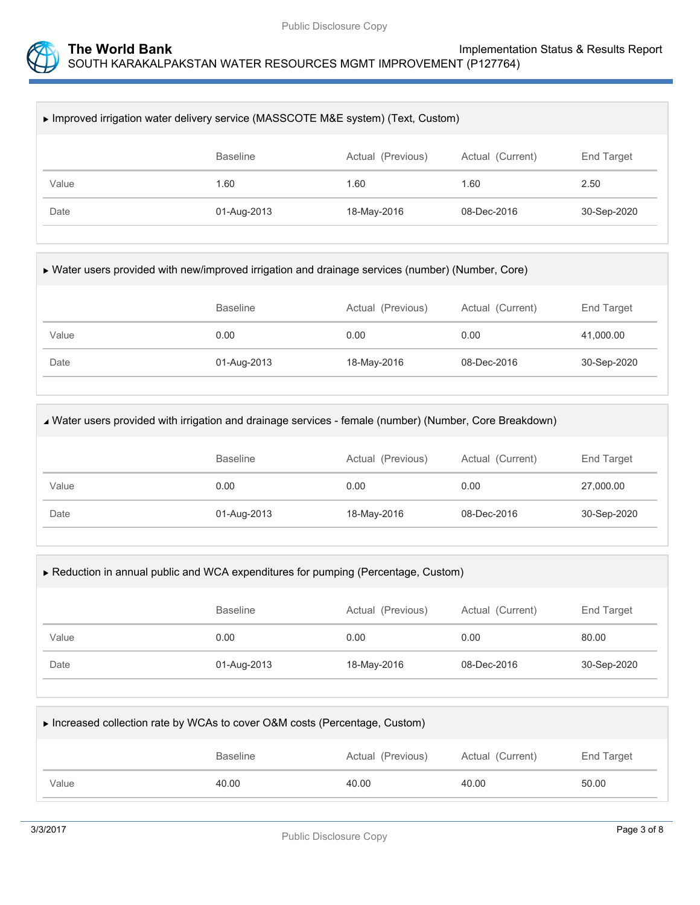▶ Improved irrigation water delivery service (MASSCOTE M&E system) (Text, Custom)

| | Baseline | Actual (Previous) | Actual (Current) | End Target |
|---|---|---|---|---|
| Value | 1.60 | 1.60 | 1.60 | 2.50 |
| Date | 01-Aug-2013 | 18-May-2016 | 08-Dec-2016 | 30-Sep-2020 |

▶ Water users provided with new/improved irrigation and drainage services (number) (Number, Core)

| | Baseline | Actual (Previous) | Actual (Current) | End Target |
|---|---|---|---|---|
| Value | 0.00 | 0.00 | 0.00 | 41,000.00 |
| Date | 01-Aug-2013 | 18-May-2016 | 08-Dec-2016 | 30-Sep-2020 |

◢ Water users provided with irrigation and drainage services - female (number) (Number, Core Breakdown)

| | Baseline | Actual (Previous) | Actual (Current) | End Target |
|---|---|---|---|---|
| Value | 0.00 | 0.00 | 0.00 | 27,000.00 |
| Date | 01-Aug-2013 | 18-May-2016 | 08-Dec-2016 | 30-Sep-2020 |

▶ Reduction in annual public and WCA expenditures for pumping (Percentage, Custom)

| | Baseline | Actual (Previous) | Actual (Current) | End Target |
|---|---|---|---|---|
| Value | 0.00 | 0.00 | 0.00 | 80.00 |
| Date | 01-Aug-2013 | 18-May-2016 | 08-Dec-2016 | 30-Sep-2020 |

▶ Increased collection rate by WCAs to cover O&M costs (Percentage, Custom)

| | Baseline | Actual (Previous) | Actual (Current) | End Target |
|---|---|---|---|---|
| Value | 40.00 | 40.00 | 40.00 | 50.00 |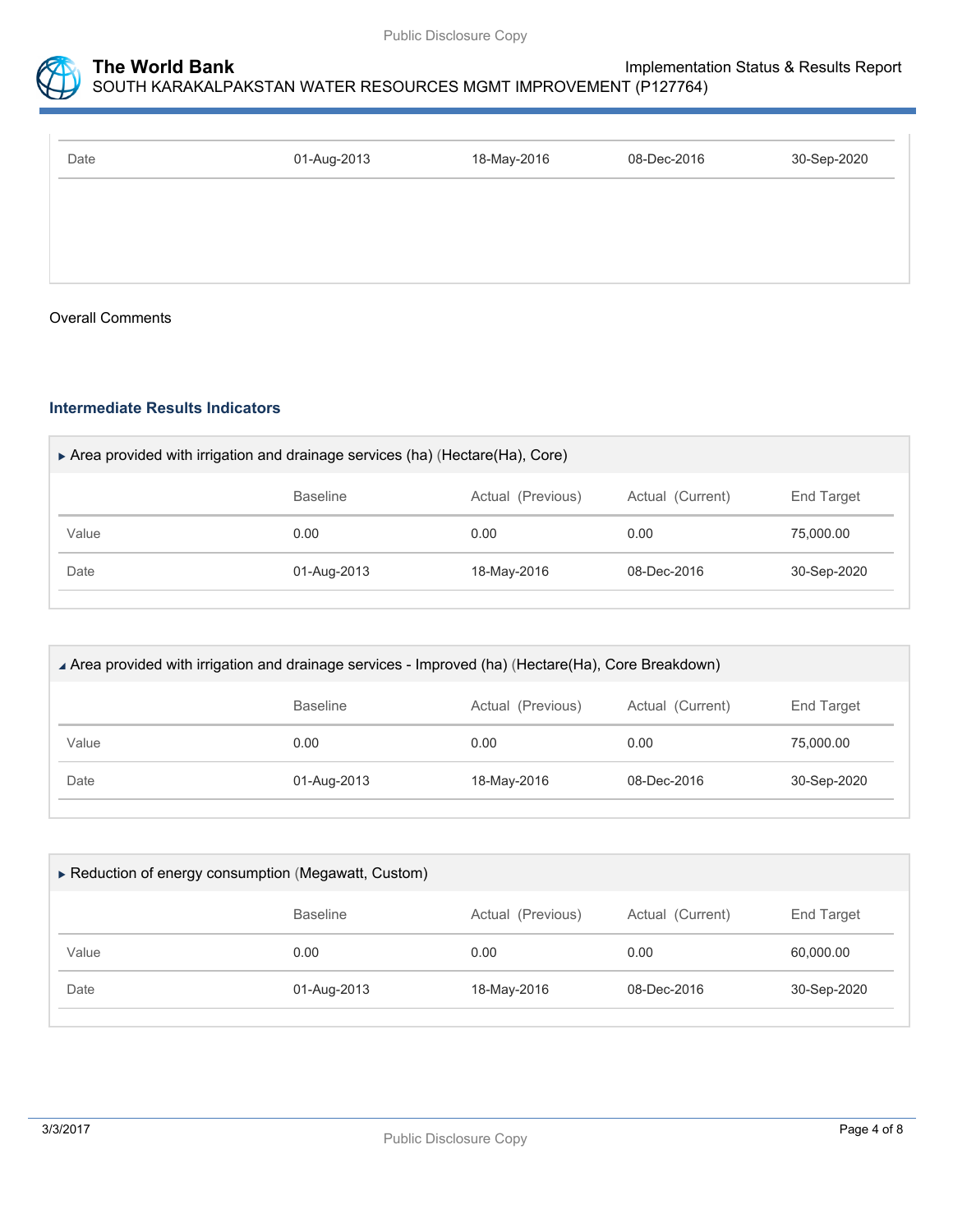| | | | | |
|---|---|---|---|---|
| Date | 01-Aug-2013 | 18-May-2016 | 08-Dec-2016 | 30-Sep-2020 |

Overall Comments

### Intermediate Results Indicators

▶ Area provided with irrigation and drainage services (ha) (Hectare(Ha), Core)

| | Baseline | Actual (Previous) | Actual (Current) | End Target |
|---|---|---|---|---|
| Value | 0.00 | 0.00 | 0.00 | 75,000.00 |
| Date | 01-Aug-2013 | 18-May-2016 | 08-Dec-2016 | 30-Sep-2020 |

◢ Area provided with irrigation and drainage services - Improved (ha) (Hectare(Ha), Core Breakdown)

| | Baseline | Actual (Previous) | Actual (Current) | End Target |
|---|---|---|---|---|
| Value | 0.00 | 0.00 | 0.00 | 75,000.00 |
| Date | 01-Aug-2013 | 18-May-2016 | 08-Dec-2016 | 30-Sep-2020 |

▶ Reduction of energy consumption (Megawatt, Custom)

| | Baseline | Actual (Previous) | Actual (Current) | End Target |
|---|---|---|---|---|
| Value | 0.00 | 0.00 | 0.00 | 60,000.00 |
| Date | 01-Aug-2013 | 18-May-2016 | 08-Dec-2016 | 30-Sep-2020 |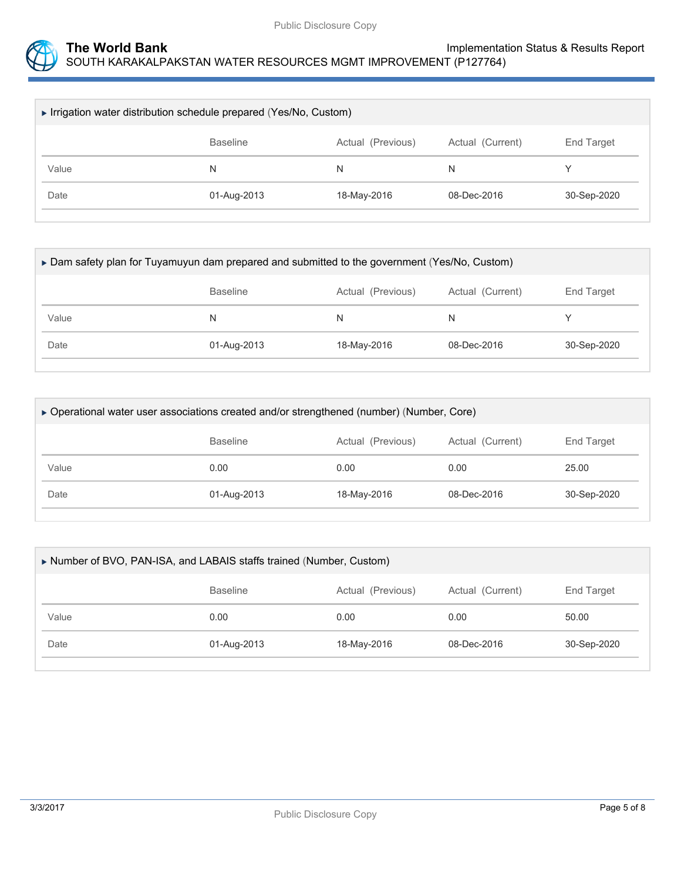▸ Irrigation water distribution schedule prepared (Yes/No, Custom)

| | Baseline | Actual (Previous) | Actual (Current) | End Target |
|---|---|---|---|---|
| Value | N | N | N | Y |
| Date | 01-Aug-2013 | 18-May-2016 | 08-Dec-2016 | 30-Sep-2020 |

▸ Dam safety plan for Tuyamuyun dam prepared and submitted to the government (Yes/No, Custom)

| | Baseline | Actual (Previous) | Actual (Current) | End Target |
|---|---|---|---|---|
| Value | N | N | N | Y |
| Date | 01-Aug-2013 | 18-May-2016 | 08-Dec-2016 | 30-Sep-2020 |

▸ Operational water user associations created and/or strengthened (number) (Number, Core)

| | Baseline | Actual (Previous) | Actual (Current) | End Target |
|---|---|---|---|---|
| Value | 0.00 | 0.00 | 0.00 | 25.00 |
| Date | 01-Aug-2013 | 18-May-2016 | 08-Dec-2016 | 30-Sep-2020 |

▸ Number of BVO, PAN-ISA, and LABAIS staffs trained (Number, Custom)

| | Baseline | Actual (Previous) | Actual (Current) | End Target |
|---|---|---|---|---|
| Value | 0.00 | 0.00 | 0.00 | 50.00 |
| Date | 01-Aug-2013 | 18-May-2016 | 08-Dec-2016 | 30-Sep-2020 |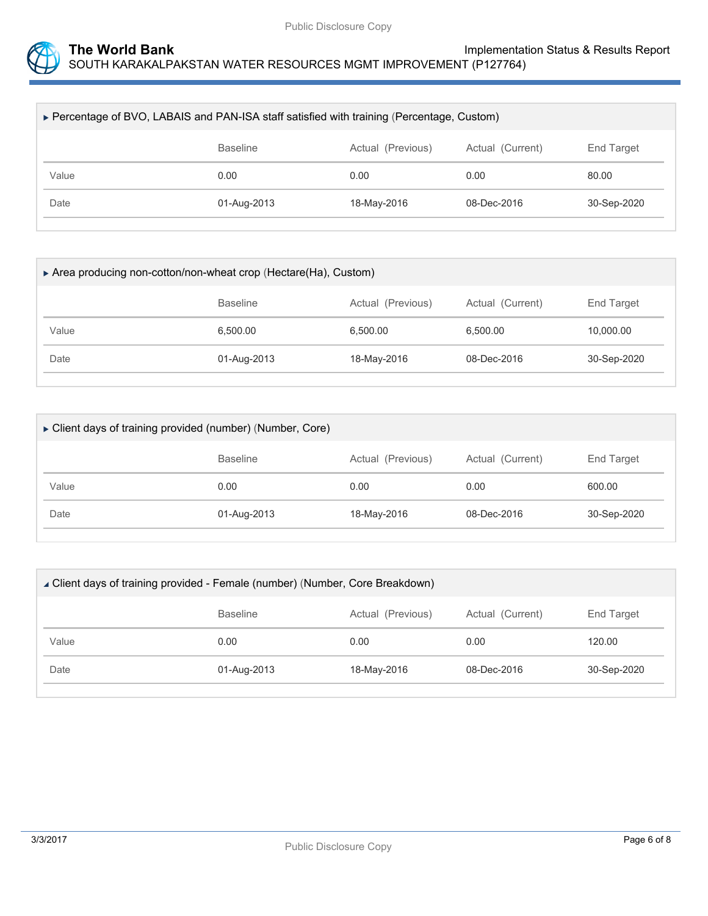▸ Percentage of BVO, LABAIS and PAN-ISA staff satisfied with training (Percentage, Custom)

| | Baseline | Actual (Previous) | Actual (Current) | End Target |
|---|---|---|---|---|
| Value | 0.00 | 0.00 | 0.00 | 80.00 |
| Date | 01-Aug-2013 | 18-May-2016 | 08-Dec-2016 | 30-Sep-2020 |

▸ Area producing non-cotton/non-wheat crop (Hectare(Ha), Custom)

| | Baseline | Actual (Previous) | Actual (Current) | End Target |
|---|---|---|---|---|
| Value | 6,500.00 | 6,500.00 | 6,500.00 | 10,000.00 |
| Date | 01-Aug-2013 | 18-May-2016 | 08-Dec-2016 | 30-Sep-2020 |

▸ Client days of training provided (number) (Number, Core)

| | Baseline | Actual (Previous) | Actual (Current) | End Target |
|---|---|---|---|---|
| Value | 0.00 | 0.00 | 0.00 | 600.00 |
| Date | 01-Aug-2013 | 18-May-2016 | 08-Dec-2016 | 30-Sep-2020 |

◢ Client days of training provided - Female (number) (Number, Core Breakdown)

| | Baseline | Actual (Previous) | Actual (Current) | End Target |
|---|---|---|---|---|
| Value | 0.00 | 0.00 | 0.00 | 120.00 |
| Date | 01-Aug-2013 | 18-May-2016 | 08-Dec-2016 | 30-Sep-2020 |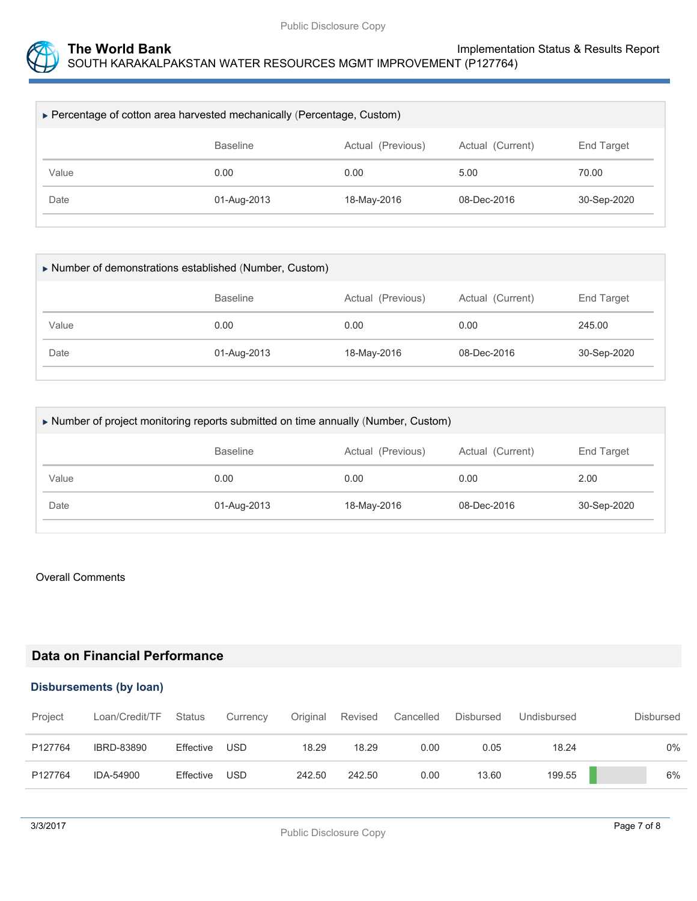▸ Percentage of cotton area harvested mechanically (Percentage, Custom)

| | Baseline | Actual (Previous) | Actual (Current) | End Target |
|---|---|---|---|---|
| Value | 0.00 | 0.00 | 5.00 | 70.00 |
| Date | 01-Aug-2013 | 18-May-2016 | 08-Dec-2016 | 30-Sep-2020 |

▸ Number of demonstrations established (Number, Custom)

| | Baseline | Actual (Previous) | Actual (Current) | End Target |
|---|---|---|---|---|
| Value | 0.00 | 0.00 | 0.00 | 245.00 |
| Date | 01-Aug-2013 | 18-May-2016 | 08-Dec-2016 | 30-Sep-2020 |

▸ Number of project monitoring reports submitted on time annually (Number, Custom)

| | Baseline | Actual (Previous) | Actual (Current) | End Target |
|---|---|---|---|---|
| Value | 0.00 | 0.00 | 0.00 | 2.00 |
| Date | 01-Aug-2013 | 18-May-2016 | 08-Dec-2016 | 30-Sep-2020 |

Overall Comments

## Data on Financial Performance

### Disbursements (by loan)

| Project | Loan/Credit/TF | Status | Currency | Original | Revised | Cancelled | Disbursed | Undisbursed | Disbursed |
|---|---|---|---|---|---|---|---|---|---|
| P127764 | IBRD-83890 | Effective | USD | 18.29 | 18.29 | 0.00 | 0.05 | 18.24 | 0% |
| P127764 | IDA-54900 | Effective | USD | 242.50 | 242.50 | 0.00 | 13.60 | 199.55 | 6% |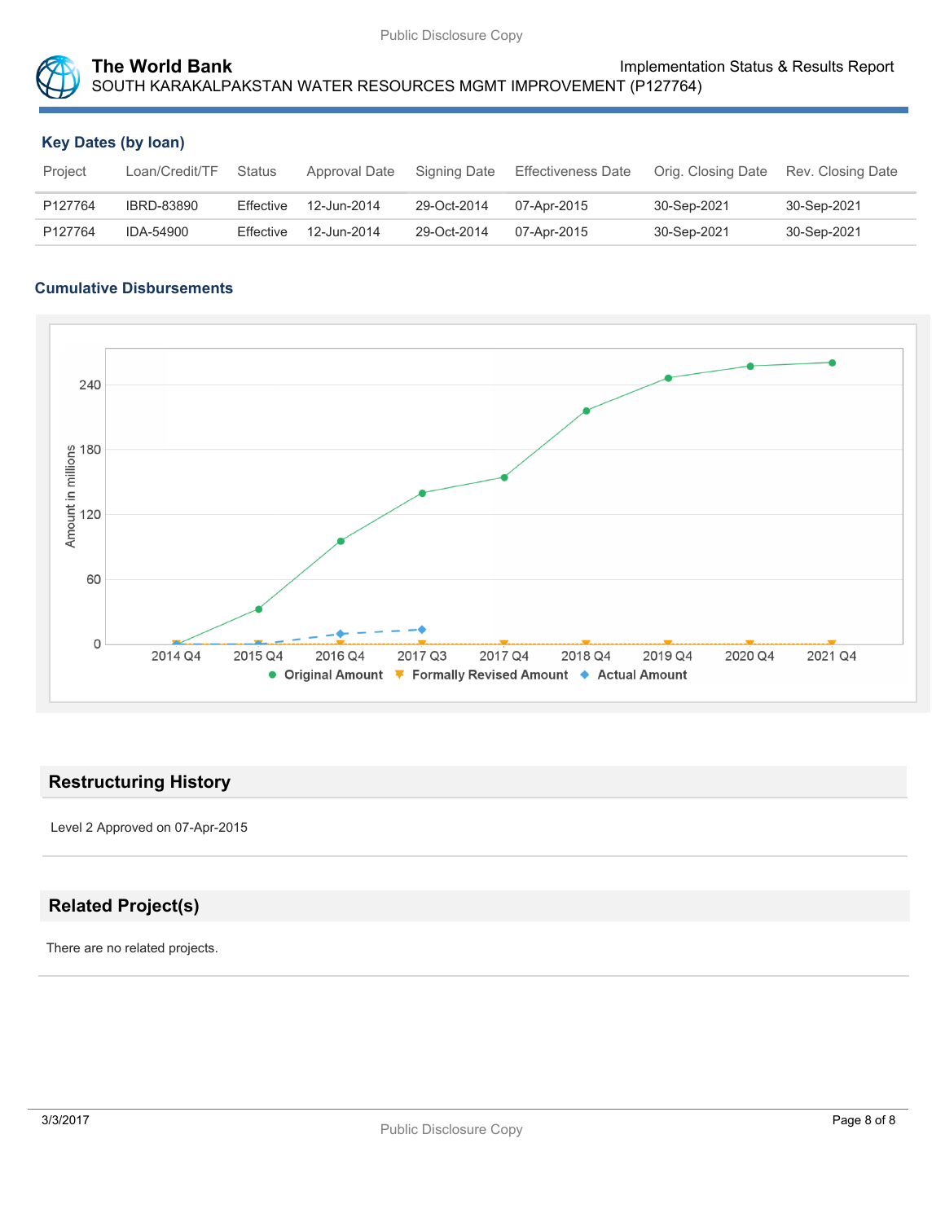## Key Dates (by loan)

| Project | Loan/Credit/TF | Status | Approval Date | Signing Date | Effectiveness Date | Orig. Closing Date | Rev. Closing Date |
|---|---|---|---|---|---|---|---|
| P127764 | IBRD-83890 | Effective | 12-Jun-2014 | 29-Oct-2014 | 07-Apr-2015 | 30-Sep-2021 | 30-Sep-2021 |
| P127764 | IDA-54900 | Effective | 12-Jun-2014 | 29-Oct-2014 | 07-Apr-2015 | 30-Sep-2021 | 30-Sep-2021 |

## Cumulative Disbursements

Amount in millions

240
180
120
60
0

2014 Q4 2015 Q4 2016 Q4 2017 Q3 2017 Q4 2018 Q4 2019 Q4 2020 Q4 2021 Q4

Original Amount · Formally Revised Amount · Actual Amount

## Restructuring History

Level 2 Approved on 07-Apr-2015

## Related Project(s)

There are no related projects.